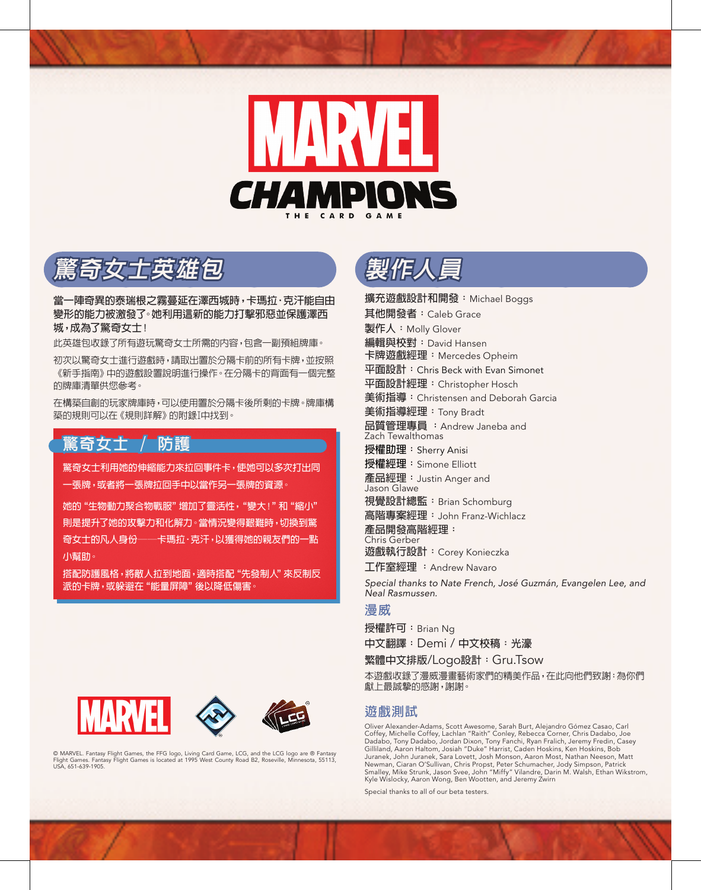# MARVEL CHAMPIONS

THE CARD GAME

## 驚奇女士英雄包

**當一陣奇異的泰瑞根之霧蔓延在澤西城時，卡瑪拉·克汗能自由變形的能力被激發了。她利用這新的能力打擊邪惡並保護澤西城，成為了驚奇女士！**

此英雄包收錄了所有遊玩驚奇女士所需的內容，包含一副預組牌庫。

初次以驚奇女士進行遊戲時，請取出置於分隔卡前的所有卡牌，並按照《新手指南》中的遊戲設置說明進行操作。在分隔卡的背面有一個完整的牌庫清單供您參考。

在構築自創的玩家牌庫時，可以使用置於分隔卡後所剩的卡牌。牌庫構築的規則可以在《規則詳解》的附錄I中找到。

### 驚奇女士 / 防護

驚奇女士利用她的伸縮能力來拉回事件卡，使她可以多次打出同一張牌，或者將一張牌拉回手中以當作另一張牌的資源。

她的"生物動力聚合物戰服"增加了靈活性，"變大！"和"縮小"則是提升了她的攻擊力和化解力。當情況變得艱難時，切換到驚奇女士的凡人身份——卡瑪拉·克汗，以獲得她的親友們的一點小幫助。

搭配防護風格，將敵人拉到地面，適時搭配"先發制人"來反制反派的卡牌，或躲避在"能量屏障"後以降低傷害。

© MARVEL. Fantasy Flight Games, the FFG logo, Living Card Game, LCG, and the LCG logo are ® Fantasy Flight Games. Fantasy Flight Games is located at 1995 West County Road B2, Roseville, Minnesota, 55113, USA, 651-639-1905.

## 製作人員

**擴充遊戲設計和開發**：Michael Boggs
**其他開發者**：Caleb Grace
**製作人**：Molly Glover
**編輯與校對**：David Hansen
**卡牌遊戲經理**：Mercedes Opheim
**平面設計**：Chris Beck with Evan Simonet
**平面設計經理**：Christopher Hosch
**美術指導**：Christensen and Deborah Garcia
**美術指導經理**：Tony Bradt
**品質管理專員**：Andrew Janeba and Zach Tewalthomas
**授權助理**：Sherry Anisi
**授權經理**：Simone Elliott
**產品經理**：Justin Anger and Jason Glawe
**視覺設計總監**：Brian Schomburg
**高階專案經理**：John Franz-Wichlacz
**產品開發高階經理**：Chris Gerber
**遊戲執行設計**：Corey Konieczka
**工作室經理**：Andrew Navaro

*Special thanks to Nate French, José Guzmán, Evangelen Lee, and Neal Rasmussen.*

### 漫威

**授權許可**：Brian Ng
**中文翻譯**：Demi / **中文校稿**：光濠
**繁體中文排版/Logo設計**：Gru.Tsow

本遊戲收錄了漫威漫畫藝術家們的精美作品，在此向他們致謝：為你們獻上最誠摯的感謝，謝謝。

### 遊戲測試

Oliver Alexander-Adams, Scott Awesome, Sarah Burt, Alejandro Gómez Casao, Carl Coffey, Michelle Coffey, Lachlan "Raith" Conley, Rebecca Corner, Chris Dadabo, Joe Dadabo, Tony Dadabo, Jordan Dixon, Tony Fanchi, Ryan Fralich, Jeremy Fredin, Casey Gilliland, Aaron Haltom, Josiah "Duke" Harrist, Caden Hoskins, Ken Hoskins, Bob Juranek, John Juranek, Sara Lovett, Josh Monson, Aaron Most, Nathan Neeson, Matt Newman, Ciaran O'Sullivan, Chris Propst, Peter Schumacher, Jody Simpson, Patrick Smalley, Mike Strunk, Jason Svee, John "Miffy" Vilandre, Darin M. Walsh, Ethan Wikstrom, Kyle Wislocky, Aaron Wong, Ben Wootten, and Jeremy Zwirn

Special thanks to all of our beta testers.